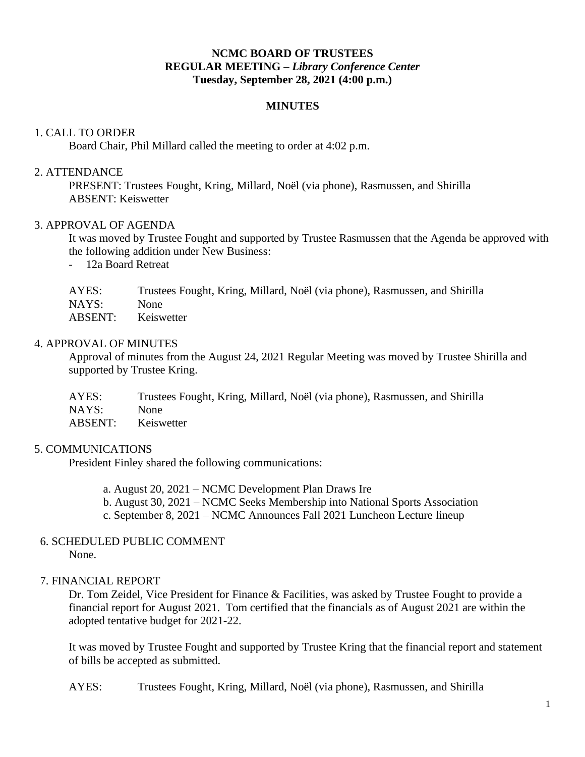**NCMC BOARD OF TRUSTEES**
**REGULAR MEETING –** ***Library Conference Center***
**Tuesday, September 28, 2021 (4:00 p.m.)**

**MINUTES**

1. CALL TO ORDER

Board Chair, Phil Millard called the meeting to order at 4:02 p.m.

2. ATTENDANCE

PRESENT: Trustees Fought, Kring, Millard, Noël (via phone), Rasmussen, and Shirilla
ABSENT: Keiswetter

3. APPROVAL OF AGENDA

It was moved by Trustee Fought and supported by Trustee Rasmussen that the Agenda be approved with the following addition under New Business:

- 12a Board Retreat

AYES: Trustees Fought, Kring, Millard, Noël (via phone), Rasmussen, and Shirilla
NAYS: None
ABSENT: Keiswetter

4. APPROVAL OF MINUTES

Approval of minutes from the August 24, 2021 Regular Meeting was moved by Trustee Shirilla and supported by Trustee Kring.

AYES: Trustees Fought, Kring, Millard, Noël (via phone), Rasmussen, and Shirilla
NAYS: None
ABSENT: Keiswetter

5. COMMUNICATIONS

President Finley shared the following communications:

a. August 20, 2021 – NCMC Development Plan Draws Ire
b. August 30, 2021 – NCMC Seeks Membership into National Sports Association
c. September 8, 2021 – NCMC Announces Fall 2021 Luncheon Lecture lineup

6. SCHEDULED PUBLIC COMMENT

None.

7. FINANCIAL REPORT

Dr. Tom Zeidel, Vice President for Finance & Facilities, was asked by Trustee Fought to provide a financial report for August 2021. Tom certified that the financials as of August 2021 are within the adopted tentative budget for 2021-22.

It was moved by Trustee Fought and supported by Trustee Kring that the financial report and statement of bills be accepted as submitted.

AYES: Trustees Fought, Kring, Millard, Noël (via phone), Rasmussen, and Shirilla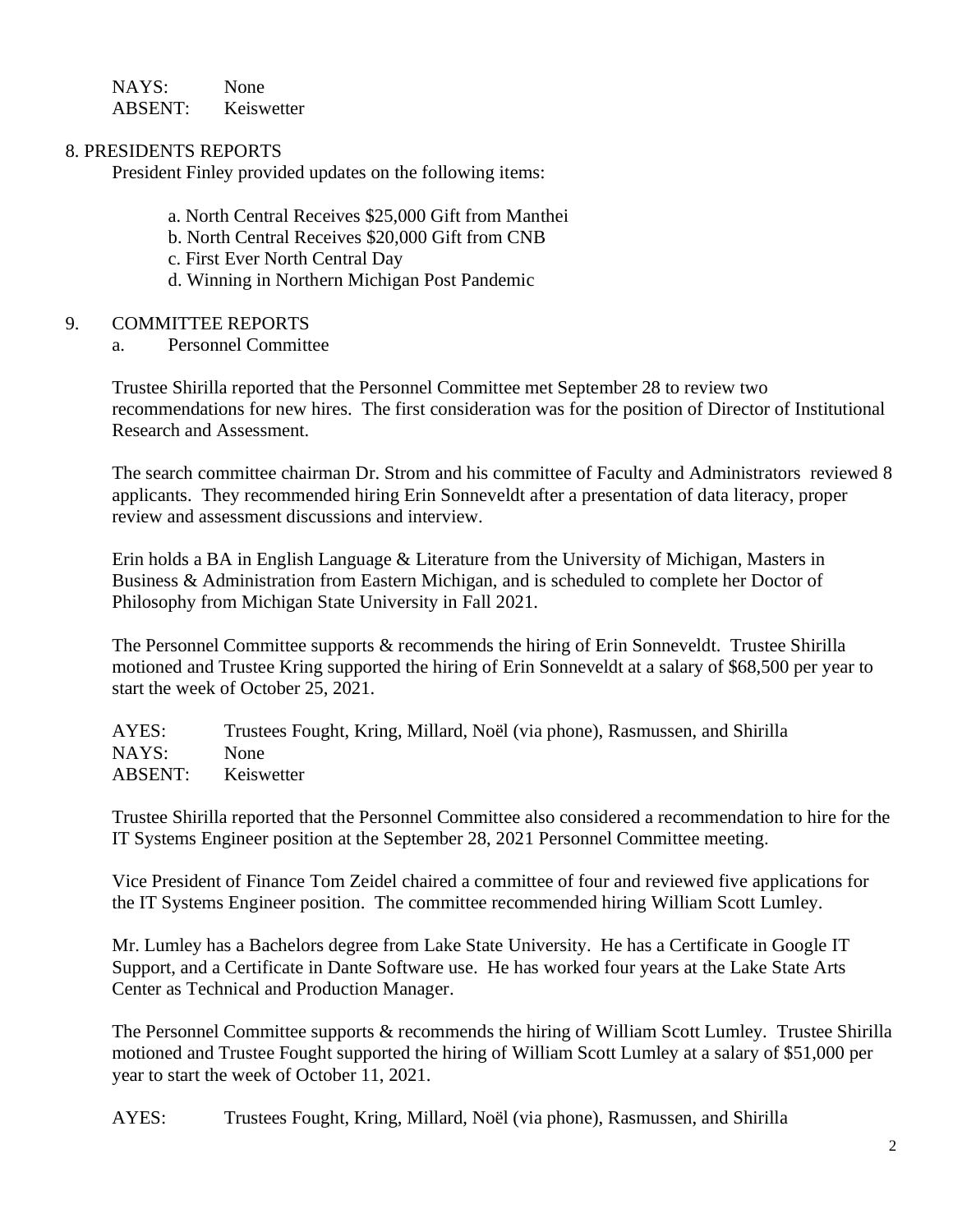NAYS: None
ABSENT: Keiswetter

## 8. PRESIDENTS REPORTS

President Finley provided updates on the following items:

a. North Central Receives $25,000 Gift from Manthei
b. North Central Receives $20,000 Gift from CNB
c. First Ever North Central Day
d. Winning in Northern Michigan Post Pandemic

## 9. COMMITTEE REPORTS

a. Personnel Committee

Trustee Shirilla reported that the Personnel Committee met September 28 to review two recommendations for new hires. The first consideration was for the position of Director of Institutional Research and Assessment.

The search committee chairman Dr. Strom and his committee of Faculty and Administrators reviewed 8 applicants. They recommended hiring Erin Sonneveldt after a presentation of data literacy, proper review and assessment discussions and interview.

Erin holds a BA in English Language & Literature from the University of Michigan, Masters in Business & Administration from Eastern Michigan, and is scheduled to complete her Doctor of Philosophy from Michigan State University in Fall 2021.

The Personnel Committee supports & recommends the hiring of Erin Sonneveldt. Trustee Shirilla motioned and Trustee Kring supported the hiring of Erin Sonneveldt at a salary of $68,500 per year to start the week of October 25, 2021.

AYES: Trustees Fought, Kring, Millard, Noël (via phone), Rasmussen, and Shirilla
NAYS: None
ABSENT: Keiswetter

Trustee Shirilla reported that the Personnel Committee also considered a recommendation to hire for the IT Systems Engineer position at the September 28, 2021 Personnel Committee meeting.

Vice President of Finance Tom Zeidel chaired a committee of four and reviewed five applications for the IT Systems Engineer position. The committee recommended hiring William Scott Lumley.

Mr. Lumley has a Bachelors degree from Lake State University. He has a Certificate in Google IT Support, and a Certificate in Dante Software use. He has worked four years at the Lake State Arts Center as Technical and Production Manager.

The Personnel Committee supports & recommends the hiring of William Scott Lumley. Trustee Shirilla motioned and Trustee Fought supported the hiring of William Scott Lumley at a salary of $51,000 per year to start the week of October 11, 2021.

AYES: Trustees Fought, Kring, Millard, Noël (via phone), Rasmussen, and Shirilla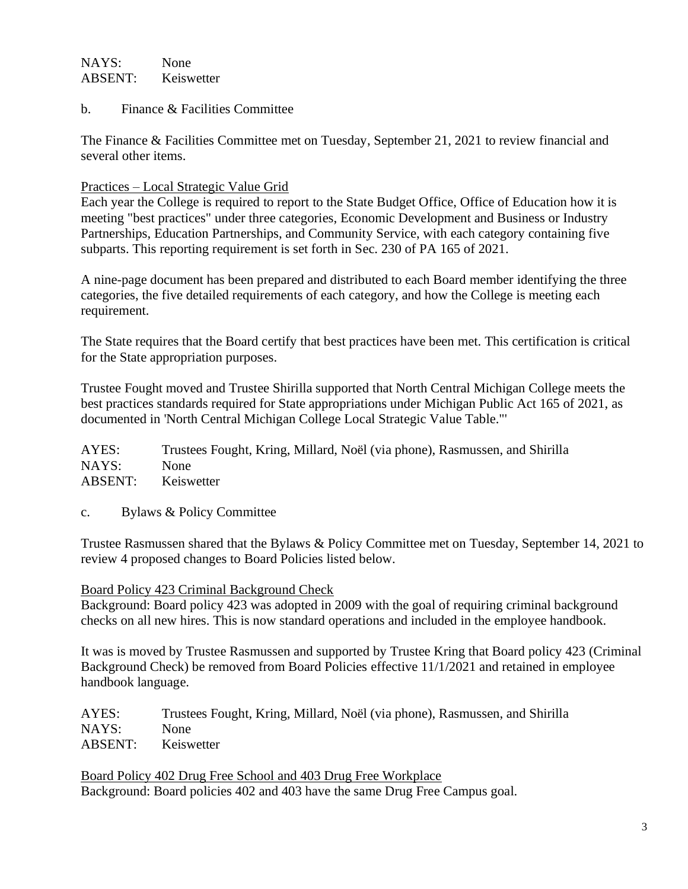NAYS: None
ABSENT: Keiswetter

b. Finance & Facilities Committee

The Finance & Facilities Committee met on Tuesday, September 21, 2021 to review financial and several other items.

Practices – Local Strategic Value Grid

Each year the College is required to report to the State Budget Office, Office of Education how it is meeting "best practices" under three categories, Economic Development and Business or Industry Partnerships, Education Partnerships, and Community Service, with each category containing five subparts. This reporting requirement is set forth in Sec. 230 of PA 165 of 2021.

A nine-page document has been prepared and distributed to each Board member identifying the three categories, the five detailed requirements of each category, and how the College is meeting each requirement.

The State requires that the Board certify that best practices have been met. This certification is critical for the State appropriation purposes.

Trustee Fought moved and Trustee Shirilla supported that North Central Michigan College meets the best practices standards required for State appropriations under Michigan Public Act 165 of 2021, as documented in 'North Central Michigan College Local Strategic Value Table."'

AYES: Trustees Fought, Kring, Millard, Noël (via phone), Rasmussen, and Shirilla
NAYS: None
ABSENT: Keiswetter

c. Bylaws & Policy Committee

Trustee Rasmussen shared that the Bylaws & Policy Committee met on Tuesday, September 14, 2021 to review 4 proposed changes to Board Policies listed below.

Board Policy 423 Criminal Background Check

Background: Board policy 423 was adopted in 2009 with the goal of requiring criminal background checks on all new hires. This is now standard operations and included in the employee handbook.

It was is moved by Trustee Rasmussen and supported by Trustee Kring that Board policy 423 (Criminal Background Check) be removed from Board Policies effective 11/1/2021 and retained in employee handbook language.

AYES: Trustees Fought, Kring, Millard, Noël (via phone), Rasmussen, and Shirilla
NAYS: None
ABSENT: Keiswetter

Board Policy 402 Drug Free School and 403 Drug Free Workplace

Background: Board policies 402 and 403 have the same Drug Free Campus goal.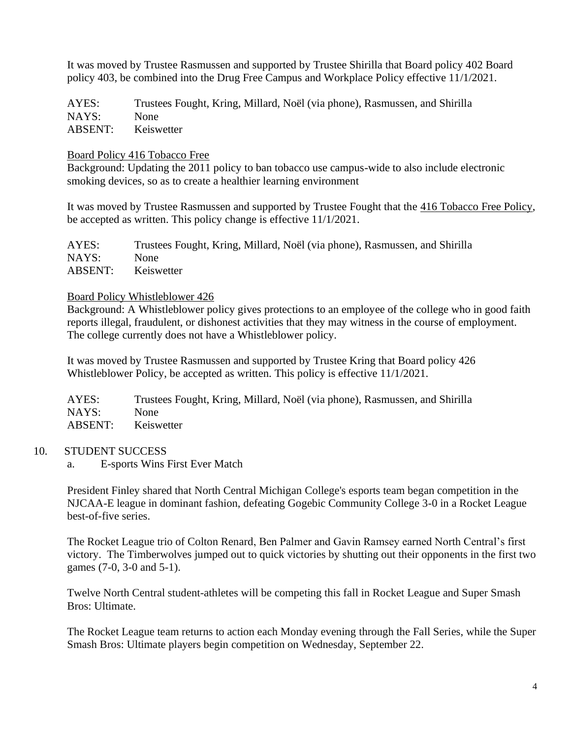It was moved by Trustee Rasmussen and supported by Trustee Shirilla that Board policy 402 Board policy 403, be combined into the Drug Free Campus and Workplace Policy effective 11/1/2021.

AYES: Trustees Fought, Kring, Millard, Noël (via phone), Rasmussen, and Shirilla
NAYS: None
ABSENT: Keiswetter

Board Policy 416 Tobacco Free

Background: Updating the 2011 policy to ban tobacco use campus-wide to also include electronic smoking devices, so as to create a healthier learning environment

It was moved by Trustee Rasmussen and supported by Trustee Fought that the 416 Tobacco Free Policy, be accepted as written. This policy change is effective 11/1/2021.

AYES: Trustees Fought, Kring, Millard, Noël (via phone), Rasmussen, and Shirilla
NAYS: None
ABSENT: Keiswetter

Board Policy Whistleblower 426

Background: A Whistleblower policy gives protections to an employee of the college who in good faith reports illegal, fraudulent, or dishonest activities that they may witness in the course of employment. The college currently does not have a Whistleblower policy.

It was moved by Trustee Rasmussen and supported by Trustee Kring that Board policy 426 Whistleblower Policy, be accepted as written. This policy is effective 11/1/2021.

AYES: Trustees Fought, Kring, Millard, Noël (via phone), Rasmussen, and Shirilla
NAYS: None
ABSENT: Keiswetter

10. STUDENT SUCCESS

a. E-sports Wins First Ever Match

President Finley shared that North Central Michigan College's esports team began competition in the NJCAA-E league in dominant fashion, defeating Gogebic Community College 3-0 in a Rocket League best-of-five series.

The Rocket League trio of Colton Renard, Ben Palmer and Gavin Ramsey earned North Central's first victory. The Timberwolves jumped out to quick victories by shutting out their opponents in the first two games (7-0, 3-0 and 5-1).

Twelve North Central student-athletes will be competing this fall in Rocket League and Super Smash Bros: Ultimate.

The Rocket League team returns to action each Monday evening through the Fall Series, while the Super Smash Bros: Ultimate players begin competition on Wednesday, September 22.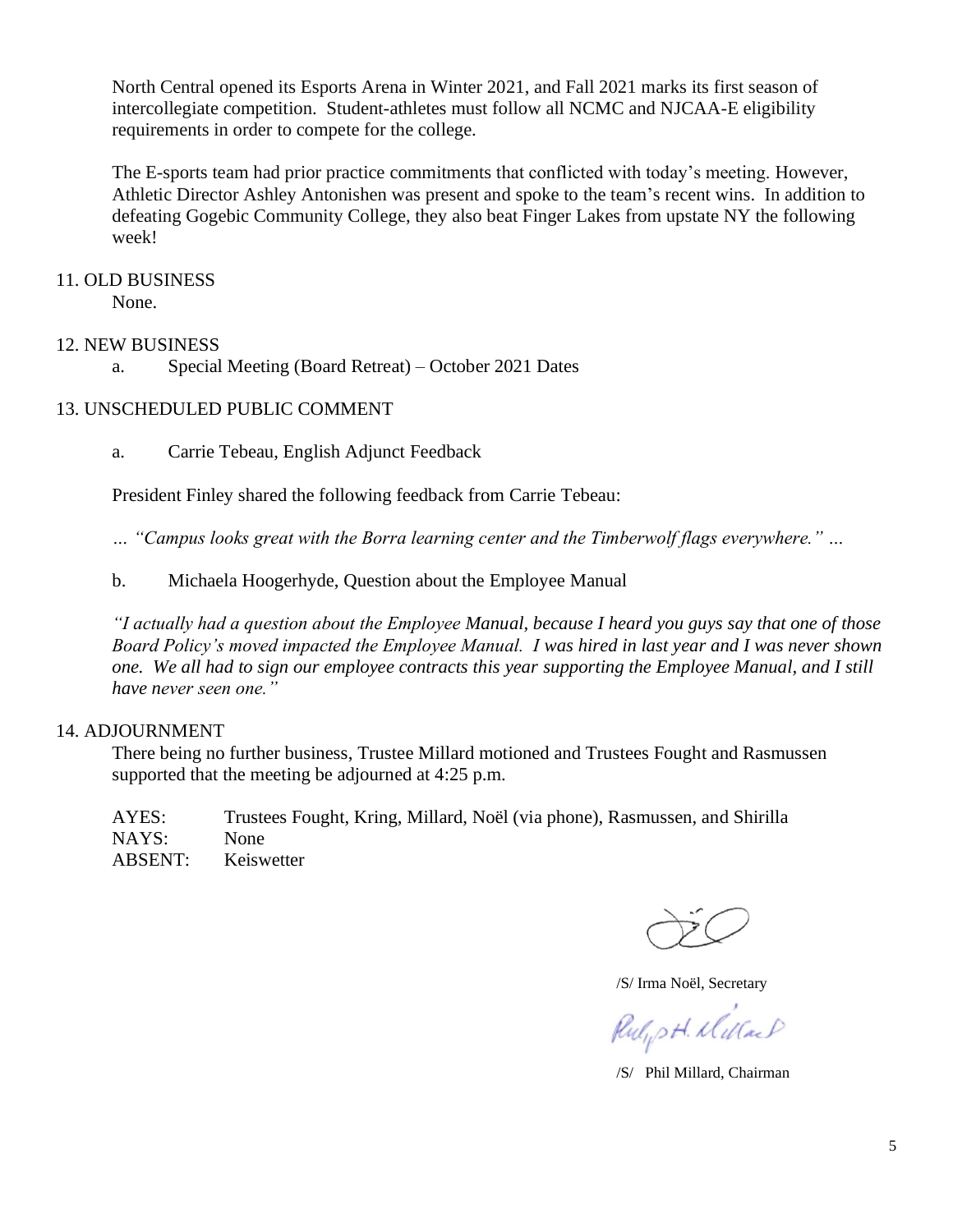North Central opened its Esports Arena in Winter 2021, and Fall 2021 marks its first season of intercollegiate competition. Student-athletes must follow all NCMC and NJCAA-E eligibility requirements in order to compete for the college.

The E-sports team had prior practice commitments that conflicted with today's meeting. However, Athletic Director Ashley Antonishen was present and spoke to the team's recent wins. In addition to defeating Gogebic Community College, they also beat Finger Lakes from upstate NY the following week!

11. OLD BUSINESS

None.

12. NEW BUSINESS

a. Special Meeting (Board Retreat) – October 2021 Dates

13. UNSCHEDULED PUBLIC COMMENT

a. Carrie Tebeau, English Adjunct Feedback

President Finley shared the following feedback from Carrie Tebeau:

*… "Campus looks great with the Borra learning center and the Timberwolf flags everywhere." …*

b. Michaela Hoogerhyde, Question about the Employee Manual

*"I actually had a question about the Employee Manual, because I heard you guys say that one of those Board Policy's moved impacted the Employee Manual. I was hired in last year and I was never shown one. We all had to sign our employee contracts this year supporting the Employee Manual, and I still have never seen one."*

14. ADJOURNMENT

There being no further business, Trustee Millard motioned and Trustees Fought and Rasmussen supported that the meeting be adjourned at 4:25 p.m.

AYES: Trustees Fought, Kring, Millard, Noël (via phone), Rasmussen, and Shirilla
NAYS: None
ABSENT: Keiswetter

/S/ Irma Noël, Secretary

/S/ Phil Millard, Chairman